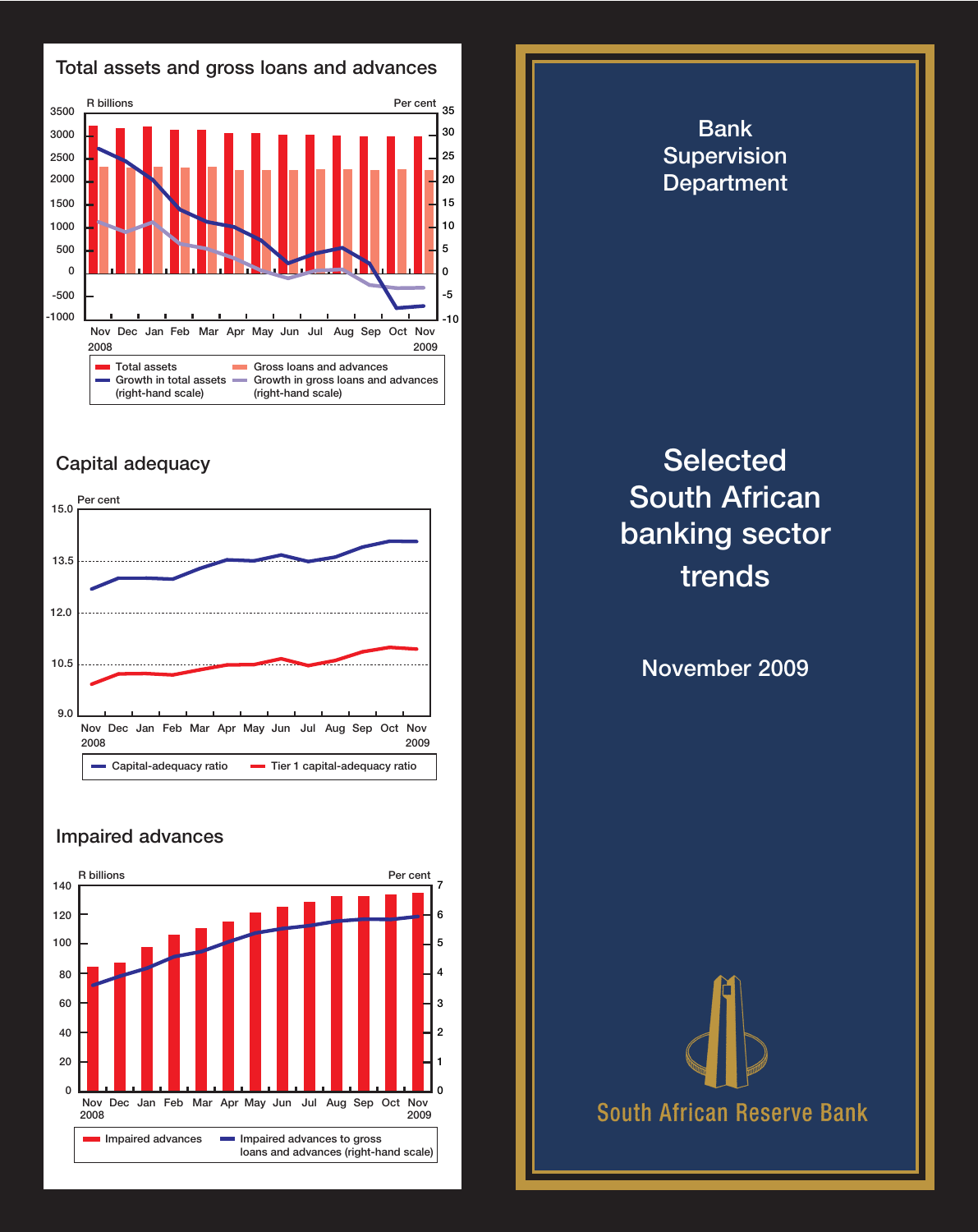## Total assets and gross loans and advances

R billions / Per cent

Nov 2008 – Nov 2009

- Total assets
- Gross loans and advances
- Growth in total assets (right-hand scale)
- Growth in gross loans and advances (right-hand scale)

## Capital adequacy

Per cent

Nov 2008 – Nov 2009

- Capital-adequacy ratio
- Tier 1 capital-adequacy ratio

## Impaired advances

R billions / Per cent

Nov 2008 – Nov 2009

- Impaired advances
- Impaired advances to gross loans and advances (right-hand scale)

---

# Bank Supervision Department

# Selected South African banking sector trends

November 2009

South African Reserve Bank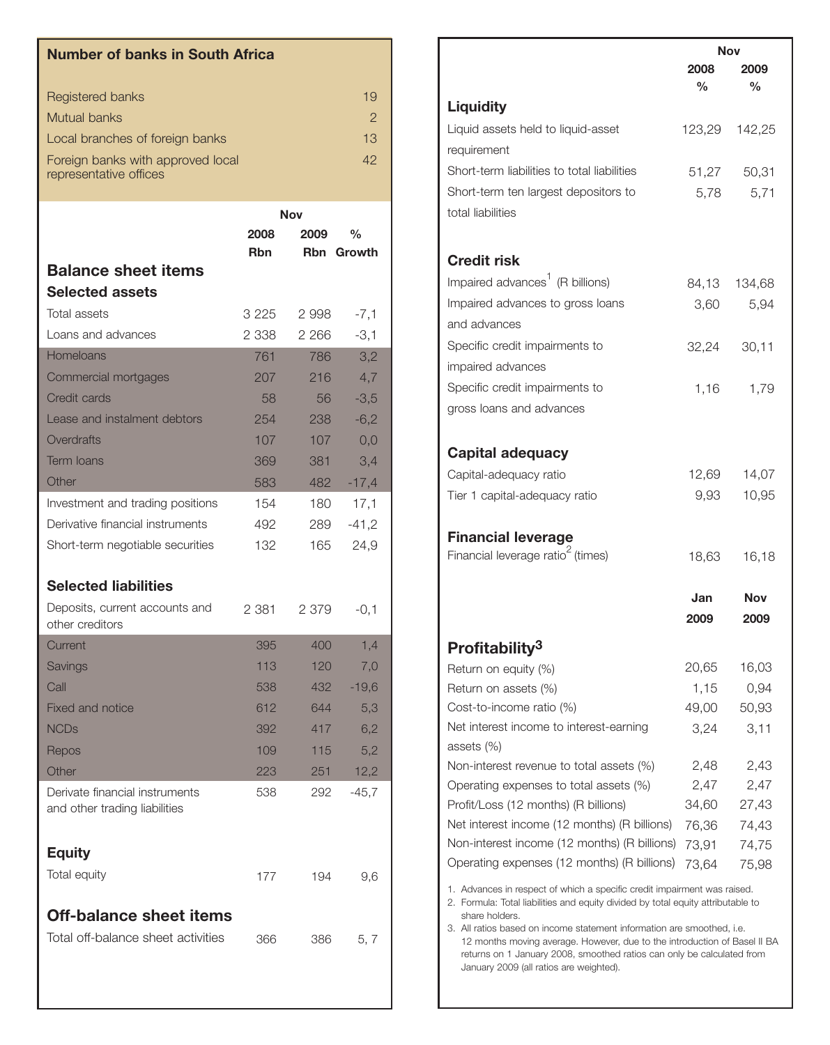## Number of banks in South Africa

| | |
|---|---|
| Registered banks | 19 |
| Mutual banks | 2 |
| Local branches of foreign banks | 13 |
| Foreign banks with approved local representative offices | 42 |

| | Nov 2008 Rbn | Nov 2009 Rbn | % Growth |
|---|---|---|---|
| **Balance sheet items** | | | |
| **Selected assets** | | | |
| Total assets | 3 225 | 2 998 | -7,1 |
| Loans and advances | 2 338 | 2 266 | -3,1 |
| Homeloans | 761 | 786 | 3,2 |
| Commercial mortgages | 207 | 216 | 4,7 |
| Credit cards | 58 | 56 | -3,5 |
| Lease and instalment debtors | 254 | 238 | -6,2 |
| Overdrafts | 107 | 107 | 0,0 |
| Term loans | 369 | 381 | 3,4 |
| Other | 583 | 482 | -17,4 |
| Investment and trading positions | 154 | 180 | 17,1 |
| Derivative financial instruments | 492 | 289 | -41,2 |
| Short-term negotiable securities | 132 | 165 | 24,9 |
| **Selected liabilities** | | | |
| Deposits, current accounts and other creditors | 2 381 | 2 379 | -0,1 |
| Current | 395 | 400 | 1,4 |
| Savings | 113 | 120 | 7,0 |
| Call | 538 | 432 | -19,6 |
| Fixed and notice | 612 | 644 | 5,3 |
| NCDs | 392 | 417 | 6,2 |
| Repos | 109 | 115 | 5,2 |
| Other | 223 | 251 | 12,2 |
| Derivate financial instruments and other trading liabilities | 538 | 292 | -45,7 |
| **Equity** | | | |
| Total equity | 177 | 194 | 9,6 |
| **Off-balance sheet items** | | | |
| Total off-balance sheet activities | 366 | 386 | 5, 7 |

| | Nov 2008 % | Nov 2009 % |
|---|---|---|
| **Liquidity** | | |
| Liquid assets held to liquid-asset requirement | 123,29 | 142,25 |
| Short-term liabilities to total liabilities | 51,27 | 50,31 |
| Short-term ten largest depositors to total liabilities | 5,78 | 5,71 |
| **Credit risk** | | |
| Impaired advances[1] (R billions) | 84,13 | 134,68 |
| Impaired advances to gross loans and advances | 3,60 | 5,94 |
| Specific credit impairments to impaired advances | 32,24 | 30,11 |
| Specific credit impairments to gross loans and advances | 1,16 | 1,79 |
| **Capital adequacy** | | |
| Capital-adequacy ratio | 12,69 | 14,07 |
| Tier 1 capital-adequacy ratio | 9,93 | 10,95 |
| **Financial leverage** | | |
| Financial leverage ratio[2] (times) | 18,63 | 16,18 |

| | Jan 2009 | Nov 2009 |
|---|---|---|
| **Profitability[3]** | | |
| Return on equity (%) | 20,65 | 16,03 |
| Return on assets (%) | 1,15 | 0,94 |
| Cost-to-income ratio (%) | 49,00 | 50,93 |
| Net interest income to interest-earning assets (%) | 3,24 | 3,11 |
| Non-interest revenue to total assets (%) | 2,48 | 2,43 |
| Operating expenses to total assets (%) | 2,47 | 2,47 |
| Profit/Loss (12 months) (R billions) | 34,60 | 27,43 |
| Net interest income (12 months) (R billions) | 76,36 | 74,43 |
| Non-interest income (12 months) (R billions) | 73,91 | 74,75 |
| Operating expenses (12 months) (R billions) | 73,64 | 75,98 |

1. Advances in respect of which a specific credit impairment was raised.
2. Formula: Total liabilities and equity divided by total equity attributable to share holders.
3. All ratios based on income statement information are smoothed, i.e. 12 months moving average. However, due to the introduction of Basel II BA returns on 1 January 2008, smoothed ratios can only be calculated from January 2009 (all ratios are weighted).